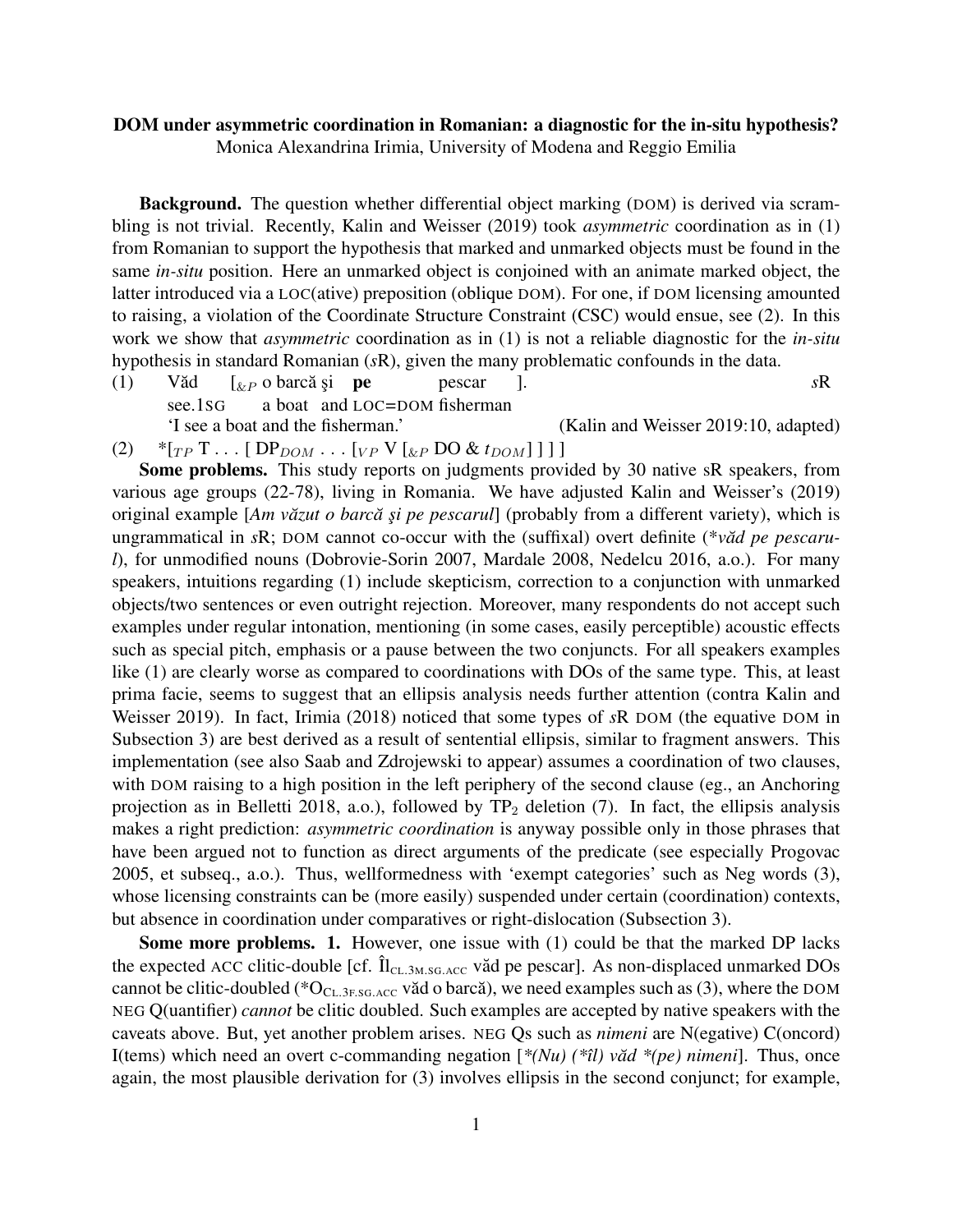**DOM under asymmetric coordination in Romanian: a diagnostic for the in-situ hypothesis?**
Monica Alexandrina Irimia, University of Modena and Reggio Emilia

**Background.** The question whether differential object marking (DOM) is derived via scrambling is not trivial. Recently, Kalin and Weisser (2019) took *asymmetric* coordination as in (1) from Romanian to support the hypothesis that marked and unmarked objects must be found in the same *in-situ* position. Here an unmarked object is conjoined with an animate marked object, the latter introduced via a LOC(ative) preposition (oblique DOM). For one, if DOM licensing amounted to raising, a violation of the Coordinate Structure Constraint (CSC) would ensue, see (2). In this work we show that *asymmetric* coordination as in (1) is not a reliable diagnostic for the *in-situ* hypothesis in standard Romanian (*s*R), given the many problematic confounds in the data.

(1) Văd [$_{\&P}$ o barcă şi **pe** pescar ]. *s*R
see.1SG a boat and LOC=DOM fisherman
'I see a boat and the fisherman.' (Kalin and Weisser 2019:10, adapted)

(2) *[$_{TP}$ T . . . [ DP$_{DOM}$ . . . [$_{VP}$ V [$_{\&P}$ DO & $t_{DOM}$ ] ] ] ]

**Some problems.** This study reports on judgments provided by 30 native sR speakers, from various age groups (22-78), living in Romania. We have adjusted Kalin and Weisser's (2019) original example [*Am văzut o barcă şi pe pescarul*] (probably from a different variety), which is ungrammatical in *s*R; DOM cannot co-occur with the (suffixal) overt definite (**văd pe pescaru-l*), for unmodified nouns (Dobrovie-Sorin 2007, Mardale 2008, Nedelcu 2016, a.o.). For many speakers, intuitions regarding (1) include skepticism, correction to a conjunction with unmarked objects/two sentences or even outright rejection. Moreover, many respondents do not accept such examples under regular intonation, mentioning (in some cases, easily perceptible) acoustic effects such as special pitch, emphasis or a pause between the two conjuncts. For all speakers examples like (1) are clearly worse as compared to coordinations with DOs of the same type. This, at least prima facie, seems to suggest that an ellipsis analysis needs further attention (contra Kalin and Weisser 2019). In fact, Irimia (2018) noticed that some types of *s*R DOM (the equative DOM in Subsection 3) are best derived as a result of sentential ellipsis, similar to fragment answers. This implementation (see also Saab and Zdrojewski to appear) assumes a coordination of two clauses, with DOM raising to a high position in the left periphery of the second clause (eg., an Anchoring projection as in Belletti 2018, a.o.), followed by TP$_2$ deletion (7). In fact, the ellipsis analysis makes a right prediction: *asymmetric coordination* is anyway possible only in those phrases that have been argued not to function as direct arguments of the predicate (see especially Progovac 2005, et subseq., a.o.). Thus, wellformedness with 'exempt categories' such as Neg words (3), whose licensing constraints can be (more easily) suspended under certain (coordination) contexts, but absence in coordination under comparatives or right-dislocation (Subsection 3).

**Some more problems. 1.** However, one issue with (1) could be that the marked DP lacks the expected ACC clitic-double [cf. Îl$_{\text{CL.3M.SG.ACC}}$ văd pe pescar]. As non-displaced unmarked DOs cannot be clitic-doubled (*O$_{\text{CL.3F.SG.ACC}}$ văd o barcă), we need examples such as (3), where the DOM NEG Q(uantifier) *cannot* be clitic doubled. Such examples are accepted by native speakers with the caveats above. But, yet another problem arises. NEG Qs such as *nimeni* are N(egative) C(oncord) I(tems) which need an overt c-commanding negation [**(Nu) (*îl) văd *(pe) nimeni*]. Thus, once again, the most plausible derivation for (3) involves ellipsis in the second conjunct; for example,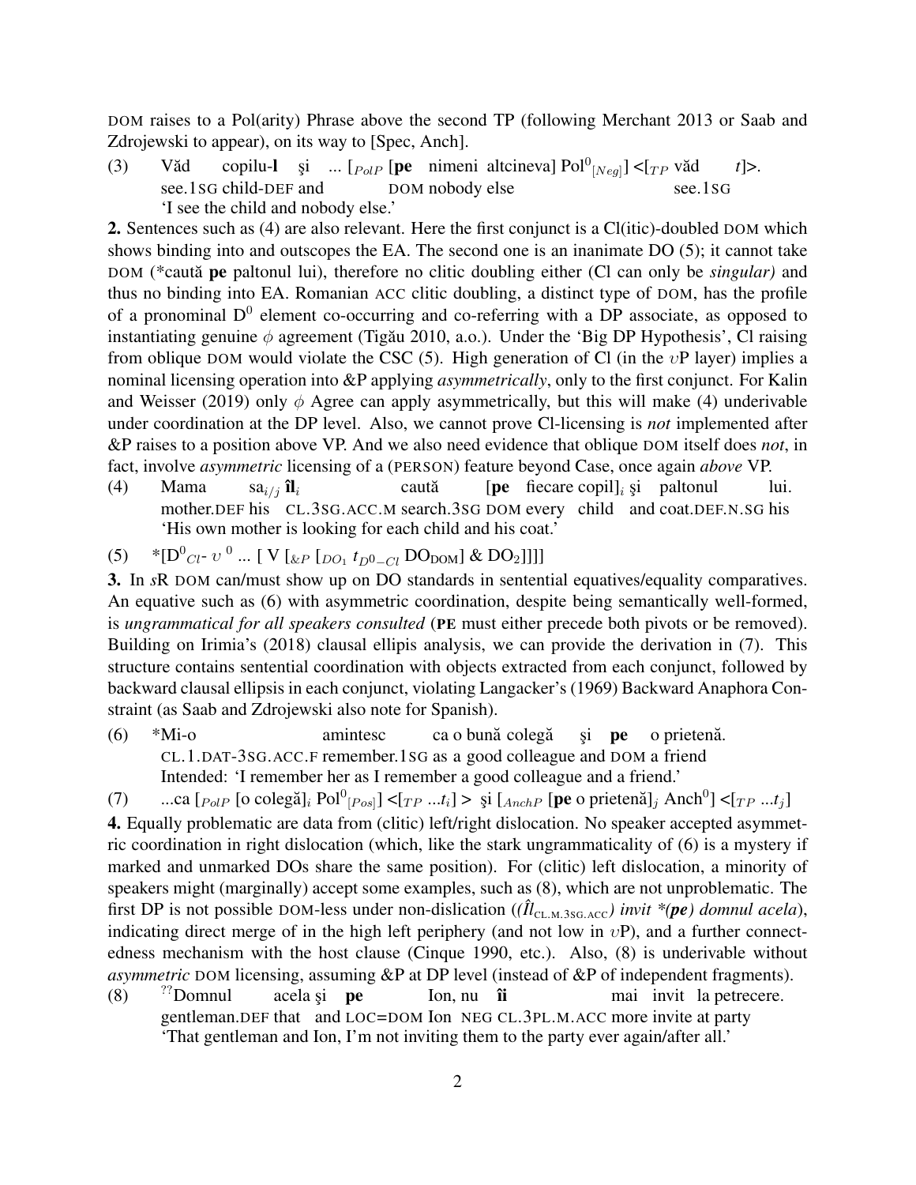DOM raises to a Pol(arity) Phrase above the second TP (following Merchant 2013 or Saab and Zdrojewski to appear), on its way to [Spec, Anch].

(3) Văd copilu-**l** şi ... $[_{PolP}$ [**pe** nimeni altcineva] $\text{Pol}^0_{[Neg]}$] <$[_{TP}$ văd $t$]>.
see.1SG child-DEF and DOM nobody else see.1SG
'I see the child and nobody else.'

**2.** Sentences such as (4) are also relevant. Here the first conjunct is a Cl(itic)-doubled DOM which shows binding into and outscopes the EA. The second one is an inanimate DO (5); it cannot take DOM (*caută **pe** paltonul lui), therefore no clitic doubling either (Cl can only be *singular)* and thus no binding into EA. Romanian ACC clitic doubling, a distinct type of DOM, has the profile of a pronominal $D^0$ element co-occurring and co-referring with a DP associate, as opposed to instantiating genuine $\phi$ agreement (Tigău 2010, a.o.). Under the 'Big DP Hypothesis', Cl raising from oblique DOM would violate the CSC (5). High generation of Cl (in the $\upsilon$P layer) implies a nominal licensing operation into &P applying *asymmetrically*, only to the first conjunct. For Kalin and Weisser (2019) only $\phi$ Agree can apply asymmetrically, but this will make (4) underivable under coordination at the DP level. Also, we cannot prove Cl-licensing is *not* implemented after &P raises to a position above VP. And we also need evidence that oblique DOM itself does *not*, in fact, involve *asymmetric* licensing of a (PERSON) feature beyond Case, once again *above* VP.

(4) Mama $\text{sa}_{i/j}$ $\textbf{îl}_i$ caută [**pe** fiecare copil]$_i$ şi paltonul lui.
mother.DEF his CL.3SG.ACC.M search.3SG DOM every child and coat.DEF.N.SG his
'His own mother is looking for each child and his coat.'

(5) *$[\text{D}^0_{Cl}$- $\upsilon^0$ ... [ V $[_{\&P}$ $[_{DO_1}$ $t_{D0-Cl}$ $\text{DO}_{\text{DOM}}]$ & $\text{DO}_2]]]]$

**3.** In *s*R DOM can/must show up on DO standards in sentential equatives/equality comparatives. An equative such as (6) with asymmetric coordination, despite being semantically well-formed, is *ungrammatical for all speakers consulted* (**PE** must either precede both pivots or be removed). Building on Irimia's (2018) clausal ellipsis analysis, we can provide the derivation in (7). This structure contains sentential coordination with objects extracted from each conjunct, followed by backward clausal ellipsis in each conjunct, violating Langacker's (1969) Backward Anaphora Constraint (as Saab and Zdrojewski also note for Spanish).

(6) *Mi-o amintesc ca o bună colegă şi **pe** o prietenă.
CL.1.DAT-3SG.ACC.F remember.1SG as a good colleague and DOM a friend
Intended: 'I remember her as I remember a good colleague and a friend.'

(7) ...ca $[_{PolP}$ [o colegă]$_i$ $\text{Pol}^0_{[Pos]}$] <$[_{TP}$ ...$t_i$] > şi $[_{AnchP}$ [**pe** o prietenă]$_j$ $\text{Anch}^0$] <$[_{TP}$ ...$t_j$]

**4.** Equally problematic are data from (clitic) left/right dislocation. No speaker accepted asymmetric coordination in right dislocation (which, like the stark ungrammaticality of (6) is a mystery if marked and unmarked DOs share the same position). For (clitic) left dislocation, a minority of speakers might (marginally) accept some examples, such as (8), which are not unproblematic. The first DP is not possible DOM-less under non-dislication (*(Îl$_{\text{CL.M.3SG.ACC}}$) invit \*(**pe**) domnul acela*), indicating direct merge of in the high left periphery (and not low in $\upsilon$P), and a further connectedness mechanism with the host clause (Cinque 1990, etc.). Also, (8) is underivable without *asymmetric* DOM licensing, assuming &P at DP level (instead of &P of independent fragments).

(8) $^{??}$Domnul acela şi **pe** Ion, nu **îi** mai invit la petrecere.
gentleman.DEF that and LOC=DOM Ion NEG CL.3PL.M.ACC more invite at party
'That gentleman and Ion, I'm not inviting them to the party ever again/after all.'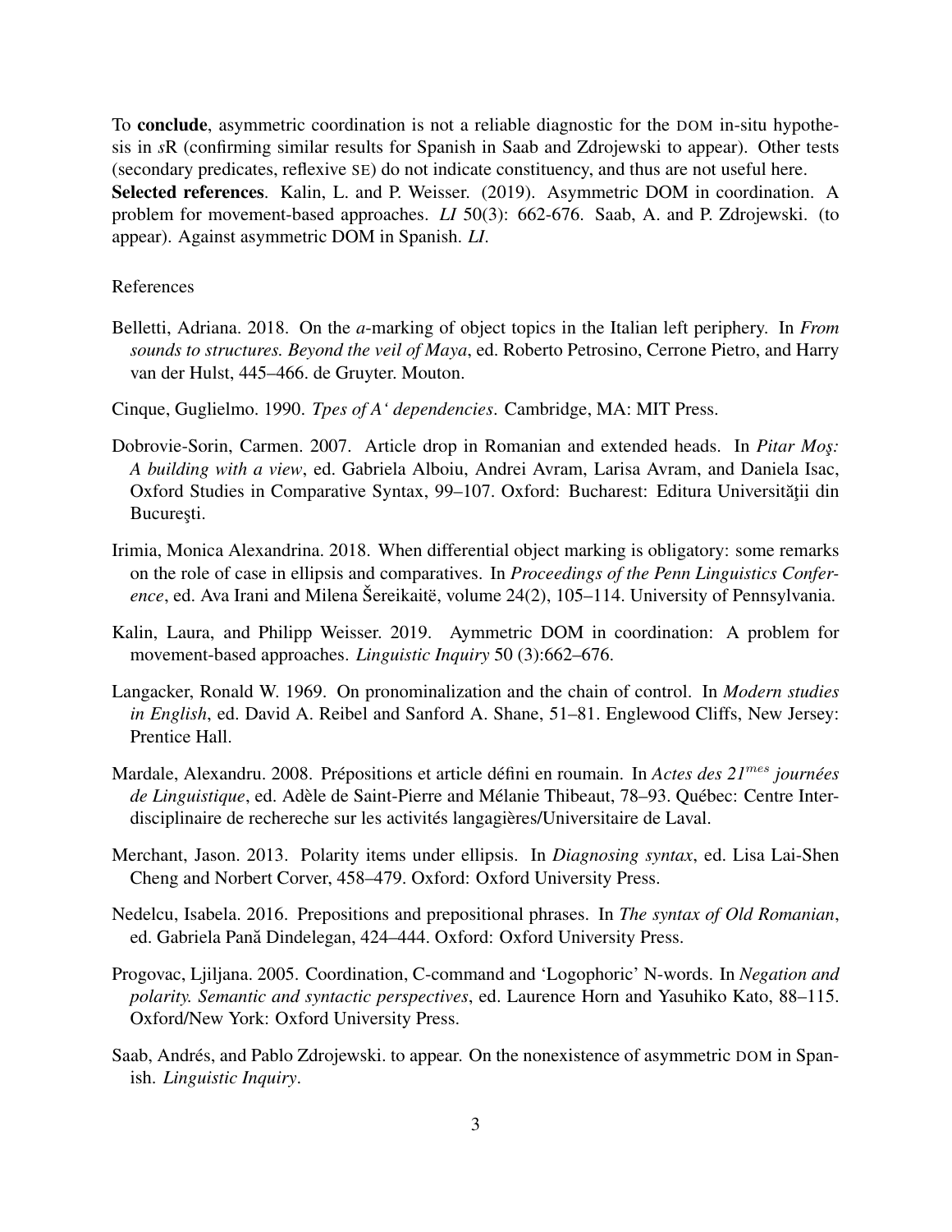To **conclude**, asymmetric coordination is not a reliable diagnostic for the DOM in-situ hypothesis in *s*R (confirming similar results for Spanish in Saab and Zdrojewski to appear). Other tests (secondary predicates, reflexive SE) do not indicate constituency, and thus are not useful here.

**Selected references**. Kalin, L. and P. Weisser. (2019). Asymmetric DOM in coordination. A problem for movement-based approaches. *LI* 50(3): 662-676. Saab, A. and P. Zdrojewski. (to appear). Against asymmetric DOM in Spanish. *LI*.

References

Belletti, Adriana. 2018. On the *a*-marking of object topics in the Italian left periphery. In *From sounds to structures. Beyond the veil of Maya*, ed. Roberto Petrosino, Cerrone Pietro, and Harry van der Hulst, 445–466. de Gruyter. Mouton.

Cinque, Guglielmo. 1990. *Tpes of A‘ dependencies*. Cambridge, MA: MIT Press.

Dobrovie-Sorin, Carmen. 2007. Article drop in Romanian and extended heads. In *Pitar Moş: A building with a view*, ed. Gabriela Alboiu, Andrei Avram, Larisa Avram, and Daniela Isac, Oxford Studies in Comparative Syntax, 99–107. Oxford: Bucharest: Editura Universităţii din Bucureşti.

Irimia, Monica Alexandrina. 2018. When differential object marking is obligatory: some remarks on the role of case in ellipsis and comparatives. In *Proceedings of the Penn Linguistics Conference*, ed. Ava Irani and Milena Šereikaitė, volume 24(2), 105–114. University of Pennsylvania.

Kalin, Laura, and Philipp Weisser. 2019. Aymmetric DOM in coordination: A problem for movement-based approaches. *Linguistic Inquiry* 50 (3):662–676.

Langacker, Ronald W. 1969. On pronominalization and the chain of control. In *Modern studies in English*, ed. David A. Reibel and Sanford A. Shane, 51–81. Englewood Cliffs, New Jersey: Prentice Hall.

Mardale, Alexandru. 2008. Prépositions et article défini en roumain. In *Actes des 21$^{mes}$ journées de Linguistique*, ed. Adèle de Saint-Pierre and Mélanie Thibeaut, 78–93. Québec: Centre Interdisciplinaire de rechereche sur les activités langagières/Universitaire de Laval.

Merchant, Jason. 2013. Polarity items under ellipsis. In *Diagnosing syntax*, ed. Lisa Lai-Shen Cheng and Norbert Corver, 458–479. Oxford: Oxford University Press.

Nedelcu, Isabela. 2016. Prepositions and prepositional phrases. In *The syntax of Old Romanian*, ed. Gabriela Pană Dindelegan, 424–444. Oxford: Oxford University Press.

Progovac, Ljiljana. 2005. Coordination, C-command and 'Logophoric' N-words. In *Negation and polarity. Semantic and syntactic perspectives*, ed. Laurence Horn and Yasuhiko Kato, 88–115. Oxford/New York: Oxford University Press.

Saab, Andrés, and Pablo Zdrojewski. to appear. On the nonexistence of asymmetric DOM in Spanish. *Linguistic Inquiry*.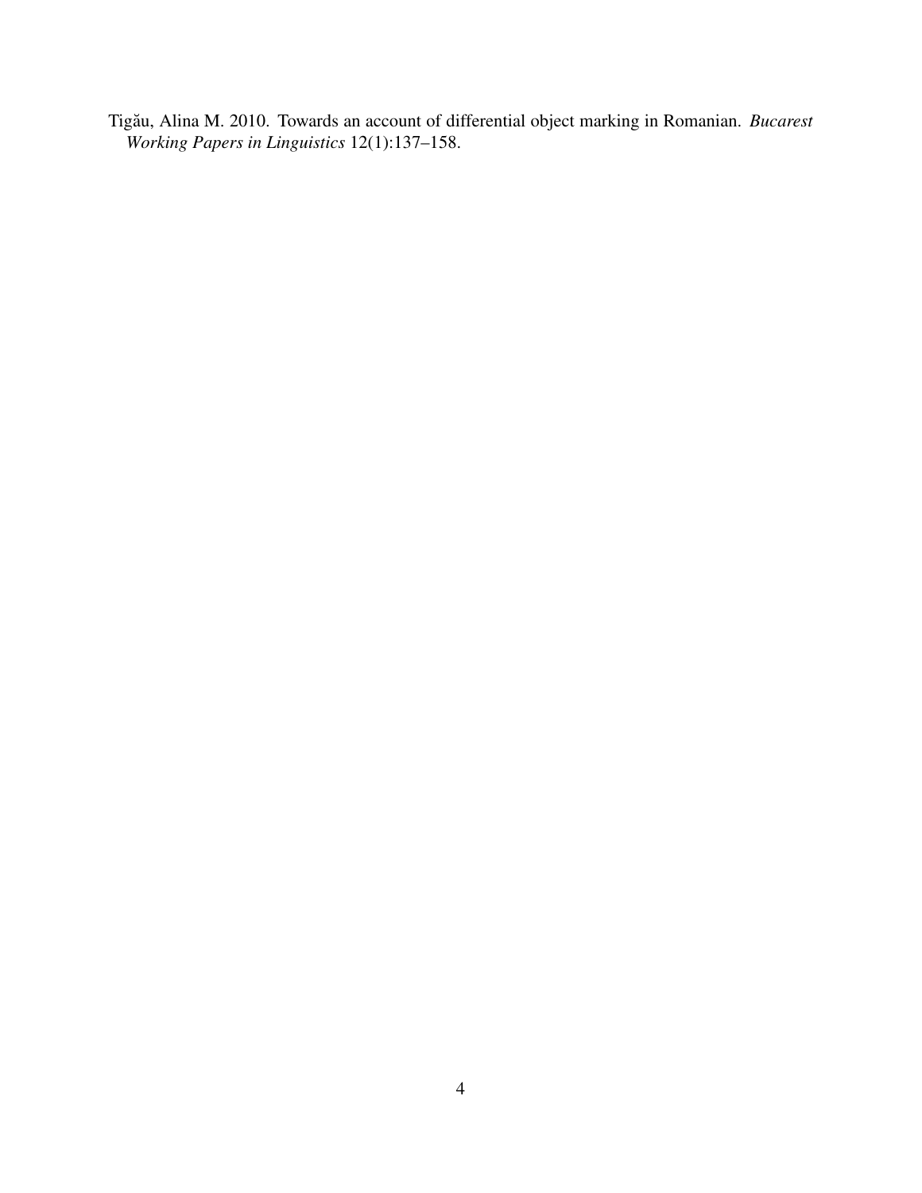Tigău, Alina M. 2010. Towards an account of differential object marking in Romanian. *Bucarest Working Papers in Linguistics* 12(1):137–158.